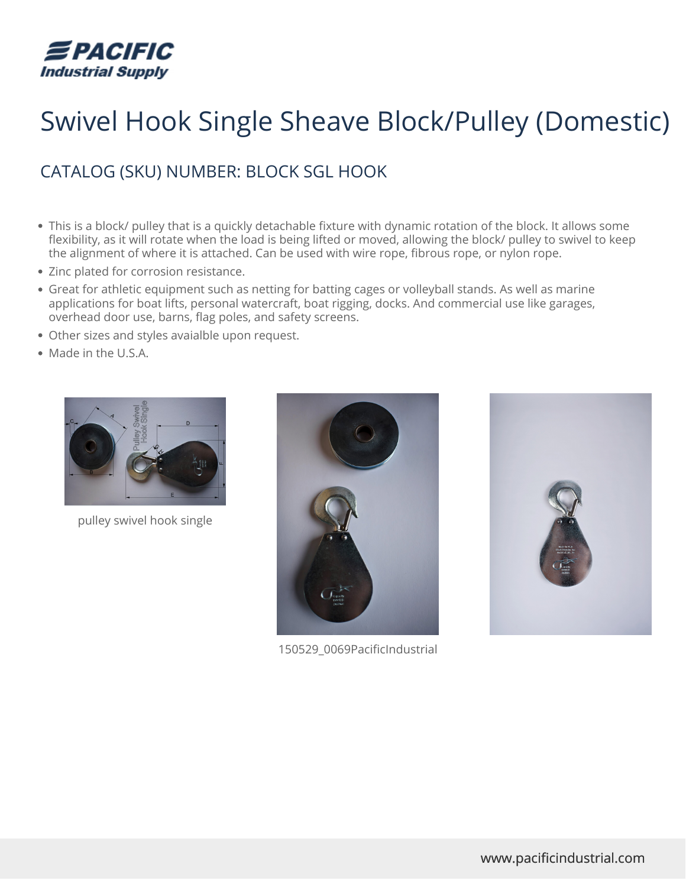# Swivel Hook Single Sheave Block/Pulley (Domestic)

## CATALOG (SKU) NUMBER: BLOCK SGL HOOK

- This is a block/ pulley that is a quickly detachable fixture with dynamic rotation of the block. It allows some flexibility, as it will rotate when the load is being lifted or moved, allowing the block/ pulley to swivel to keep the alignment of where it is attached. Can be used with wire rope, fibrous rope, or nylon rope.
- Zinc plated for corrosion resistance.
- Great for athletic equipment such as netting for batting cages or volleyball stands. As well as marine applications for boat lifts, personal watercraft, boat rigging, docks. And commercial use like garages, overhead door use, barns, flag poles, and safety screens.
- Other sizes and styles avaialble upon request.
- Made in the U.S.A.

pulley swivel hook single

150529_0069PacificIndustrial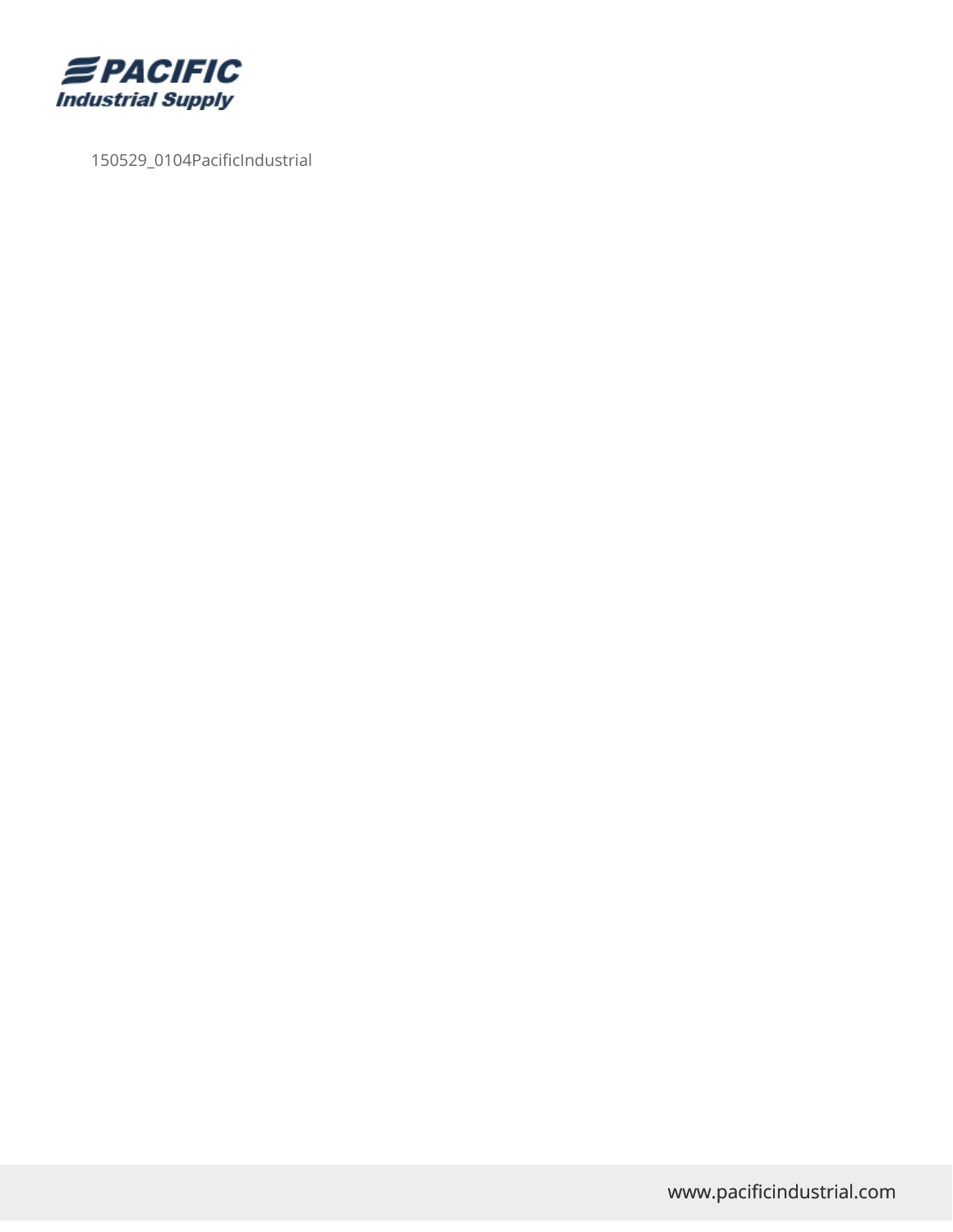150529_0104PacificIndustrial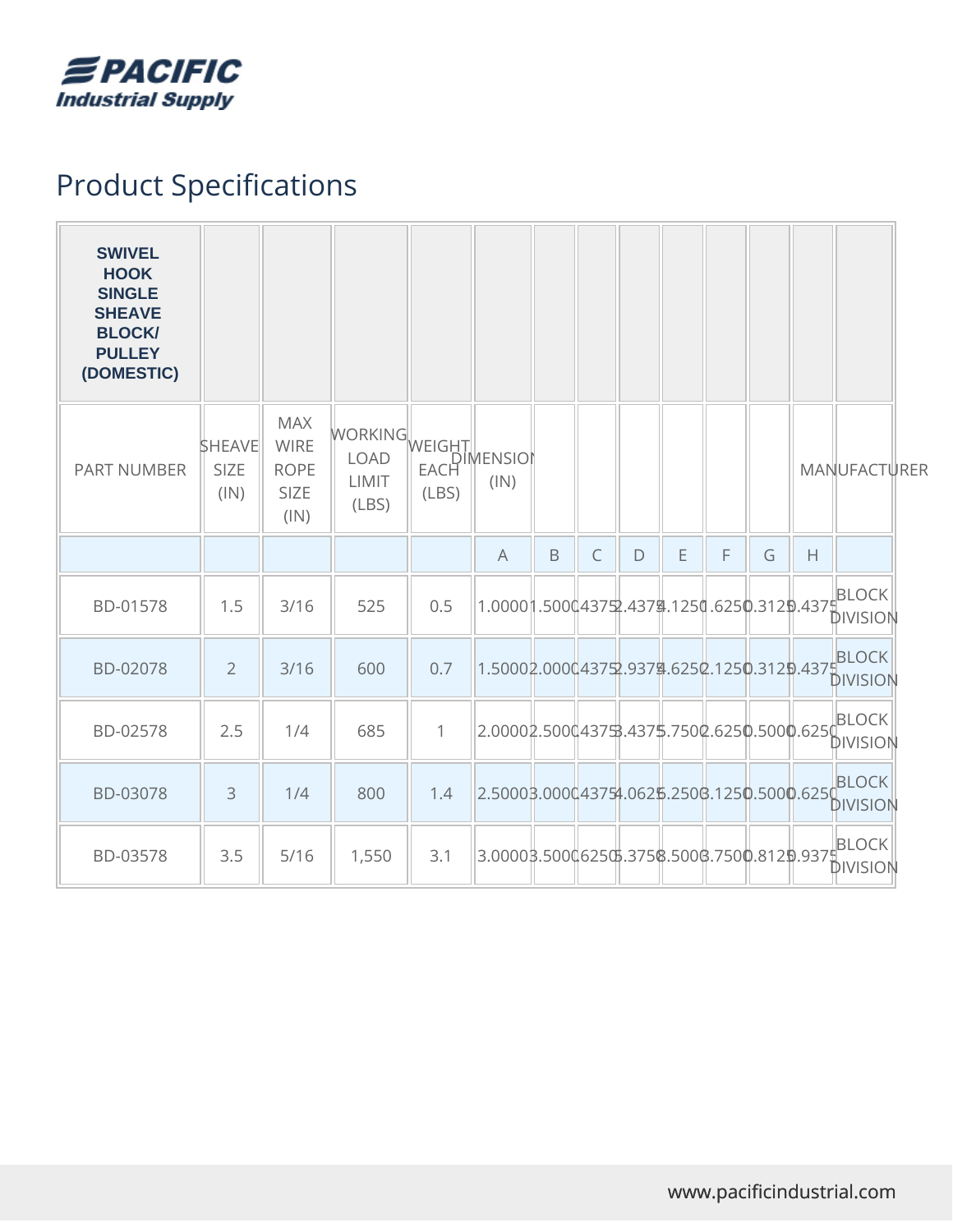# Product Specifications

| SWIVEL HOOK SINGLE SHEAVE BLOCK/ PULLEY (DOMESTIC) | | | | | | | | | | | | | | |
|---|---|---|---|---|---|---|---|---|---|---|---|---|---|---|
| PART NUMBER | SHEAVE SIZE (IN) | MAX WIRE ROPE SIZE (IN) | WORKING LOAD LIMIT (LBS) | WEIGHT EACH (LBS) | DIMENSION (IN) | | | | | | | | MANUFACTURER |
| | | | | | A | B | C | D | E | F | G | H | |
| BD-01578 | 1.5 | 3/16 | 525 | 0.5 | 1.0000 | 1.5000 | .4375 | 2.4375 | 4.1250 | 1.6250 | 0.3125 | 0.4375 | BLOCK DIVISION |
| BD-02078 | 2 | 3/16 | 600 | 0.7 | 1.5000 | 2.0000 | .4375 | 2.9375 | 4.6250 | 2.1250 | 0.3125 | 0.4375 | BLOCK DIVISION |
| BD-02578 | 2.5 | 1/4 | 685 | 1 | 2.0000 | 2.5000 | .4375 | 3.4375 | 5.7500 | 2.6250 | 0.5000 | 0.6250 | BLOCK DIVISION |
| BD-03078 | 3 | 1/4 | 800 | 1.4 | 2.5000 | 3.0000 | .4375 | 4.0625 | 6.2500 | 3.1250 | 0.5000 | 0.6250 | BLOCK DIVISION |
| BD-03578 | 3.5 | 5/16 | 1,550 | 3.1 | 3.0000 | 3.5000 | .6250 | 5.3750 | 8.5000 | 3.7500 | 0.8125 | 0.9375 | BLOCK DIVISION |